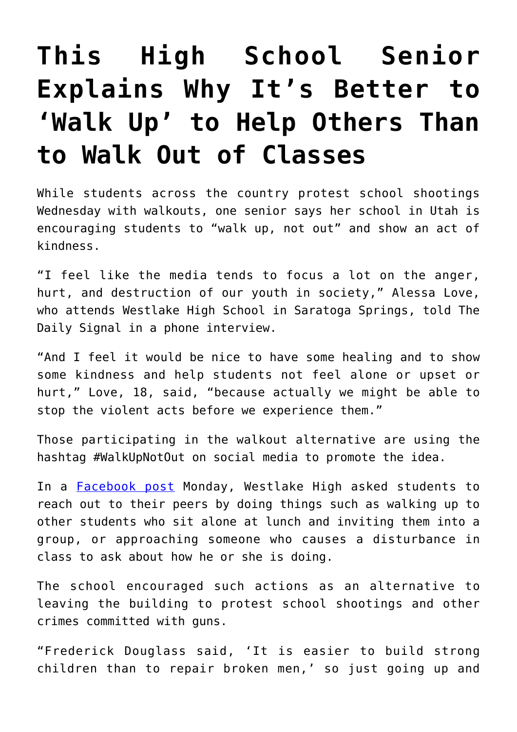# This High School Senior Explains Why It's Better to 'Walk Up' to Help Others Than to Walk Out of Classes

While students across the country protest school shootings Wednesday with walkouts, one senior says her school in Utah is encouraging students to "walk up, not out" and show an act of kindness.

"I feel like the media tends to focus a lot on the anger, hurt, and destruction of our youth in society," Alessa Love, who attends Westlake High School in Saratoga Springs, told The Daily Signal in a phone interview.

"And I feel it would be nice to have some healing and to show some kindness and help students not feel alone or upset or hurt," Love, 18, said, "because actually we might be able to stop the violent acts before we experience them."

Those participating in the walkout alternative are using the hashtag #WalkUpNotOut on social media to promote the idea.

In a Facebook post Monday, Westlake High asked students to reach out to their peers by doing things such as walking up to other students who sit alone at lunch and inviting them into a group, or approaching someone who causes a disturbance in class to ask about how he or she is doing.

The school encouraged such actions as an alternative to leaving the building to protest school shootings and other crimes committed with guns.

"Frederick Douglass said, 'It is easier to build strong children than to repair broken men,' so just going up and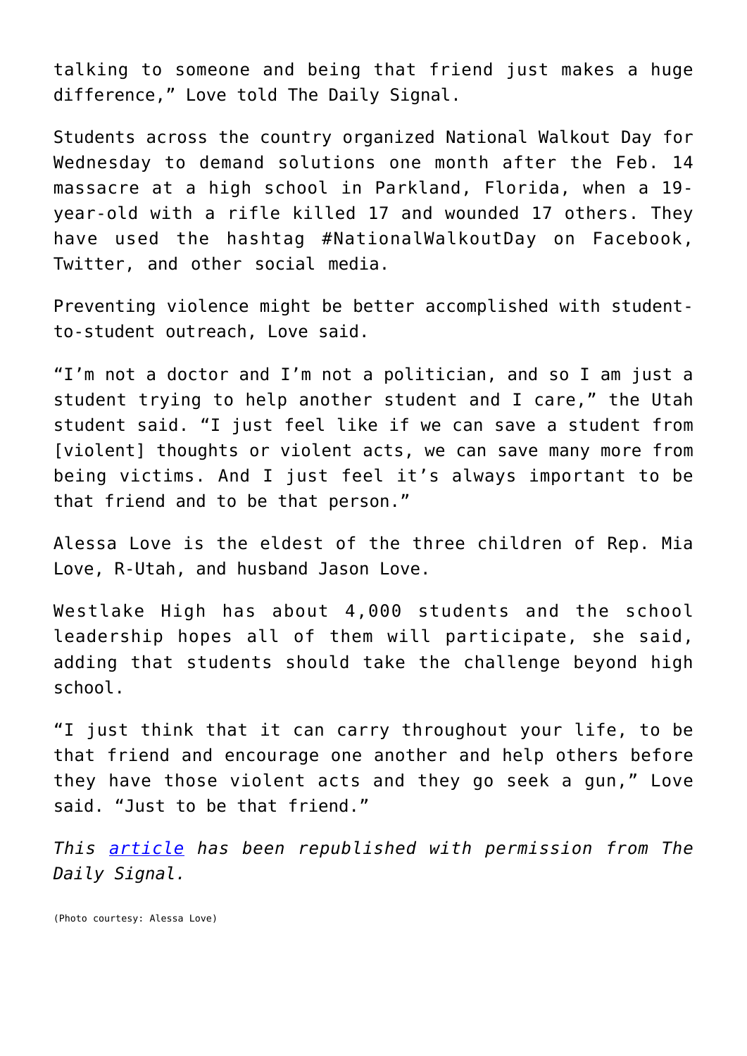talking to someone and being that friend just makes a huge difference," Love told The Daily Signal.

Students across the country organized National Walkout Day for Wednesday to demand solutions one month after the Feb. 14 massacre at a high school in Parkland, Florida, when a 19-year-old with a rifle killed 17 and wounded 17 others. They have used the hashtag #NationalWalkoutDay on Facebook, Twitter, and other social media.

Preventing violence might be better accomplished with student-to-student outreach, Love said.

"I'm not a doctor and I'm not a politician, and so I am just a student trying to help another student and I care," the Utah student said. "I just feel like if we can save a student from [violent] thoughts or violent acts, we can save many more from being victims. And I just feel it's always important to be that friend and to be that person."

Alessa Love is the eldest of the three children of Rep. Mia Love, R-Utah, and husband Jason Love.

Westlake High has about 4,000 students and the school leadership hopes all of them will participate, she said, adding that students should take the challenge beyond high school.

"I just think that it can carry throughout your life, to be that friend and encourage one another and help others before they have those violent acts and they go seek a gun," Love said. "Just to be that friend."

*This [article] has been republished with permission from The Daily Signal.*

(Photo courtesy: Alessa Love)